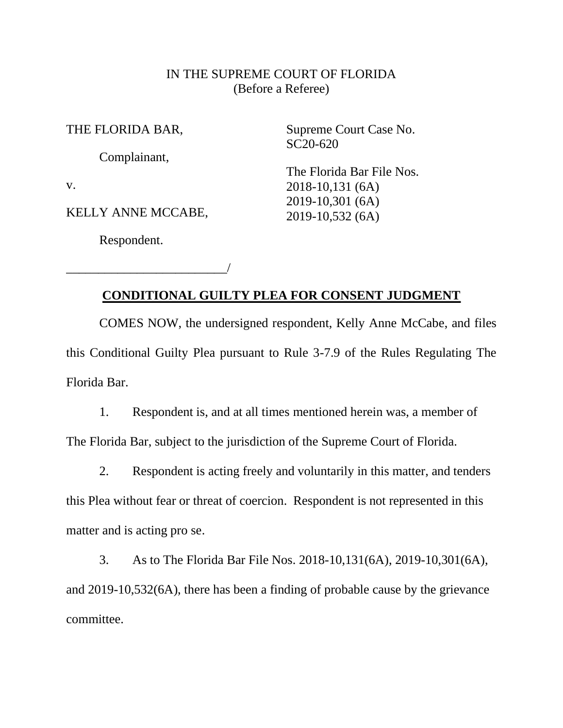IN THE SUPREME COURT OF FLORIDA
(Before a Referee)

THE FLORIDA BAR,

Complainant,

v.

KELLY ANNE MCCABE,

Respondent.

_________________________/

Supreme Court Case No. SC20-620

The Florida Bar File Nos.
2018-10,131 (6A)
2019-10,301 (6A)
2019-10,532 (6A)

## CONDITIONAL GUILTY PLEA FOR CONSENT JUDGMENT

COMES NOW, the undersigned respondent, Kelly Anne McCabe, and files this Conditional Guilty Plea pursuant to Rule 3-7.9 of the Rules Regulating The Florida Bar.

1. Respondent is, and at all times mentioned herein was, a member of The Florida Bar, subject to the jurisdiction of the Supreme Court of Florida.

2. Respondent is acting freely and voluntarily in this matter, and tenders this Plea without fear or threat of coercion. Respondent is not represented in this matter and is acting pro se.

3. As to The Florida Bar File Nos. 2018-10,131(6A), 2019-10,301(6A), and 2019-10,532(6A), there has been a finding of probable cause by the grievance committee.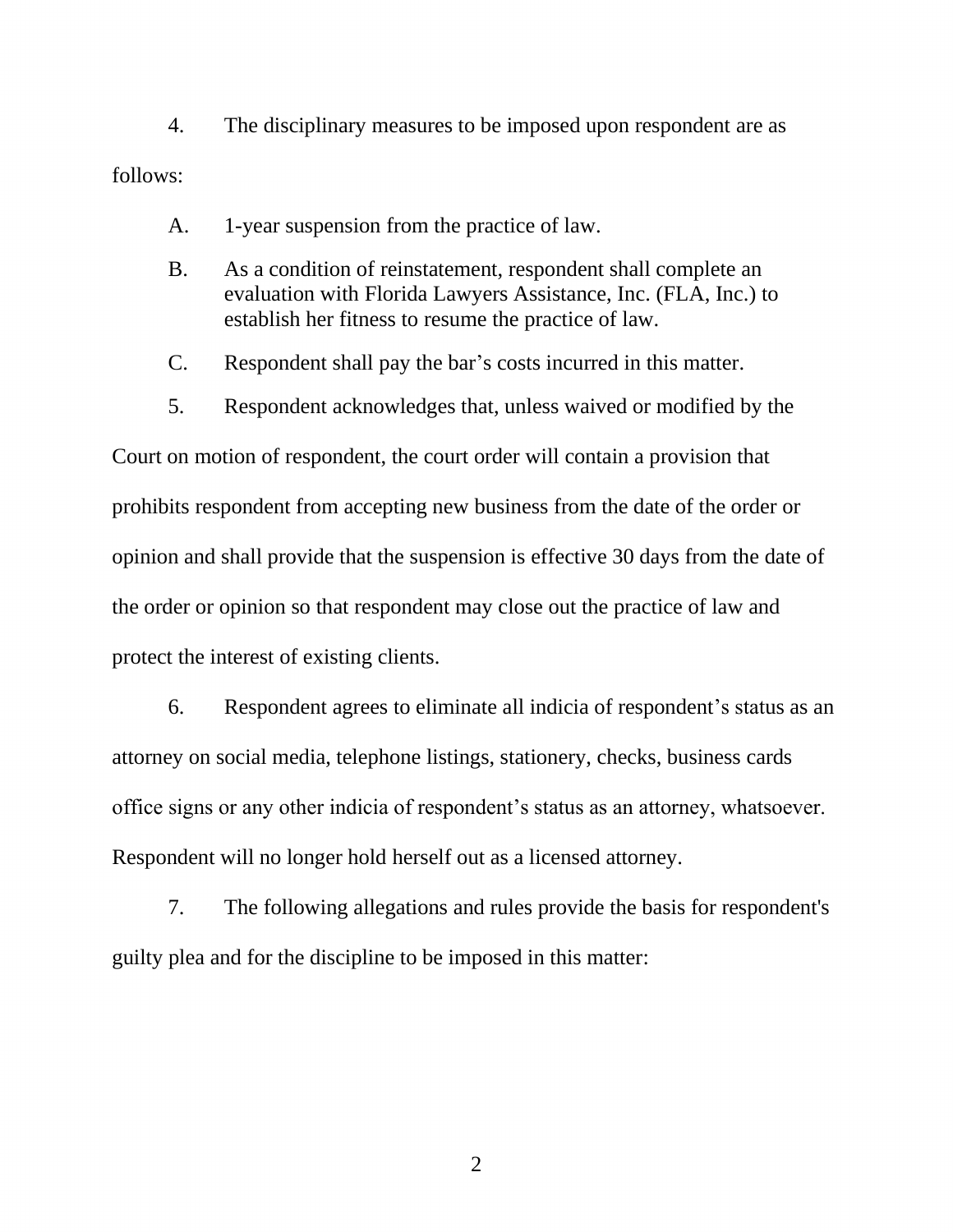4. The disciplinary measures to be imposed upon respondent are as follows:

A. 1-year suspension from the practice of law.

B. As a condition of reinstatement, respondent shall complete an evaluation with Florida Lawyers Assistance, Inc. (FLA, Inc.) to establish her fitness to resume the practice of law.

C. Respondent shall pay the bar's costs incurred in this matter.

5. Respondent acknowledges that, unless waived or modified by the Court on motion of respondent, the court order will contain a provision that prohibits respondent from accepting new business from the date of the order or opinion and shall provide that the suspension is effective 30 days from the date of the order or opinion so that respondent may close out the practice of law and protect the interest of existing clients.

6. Respondent agrees to eliminate all indicia of respondent's status as an attorney on social media, telephone listings, stationery, checks, business cards office signs or any other indicia of respondent's status as an attorney, whatsoever. Respondent will no longer hold herself out as a licensed attorney.

7. The following allegations and rules provide the basis for respondent's guilty plea and for the discipline to be imposed in this matter: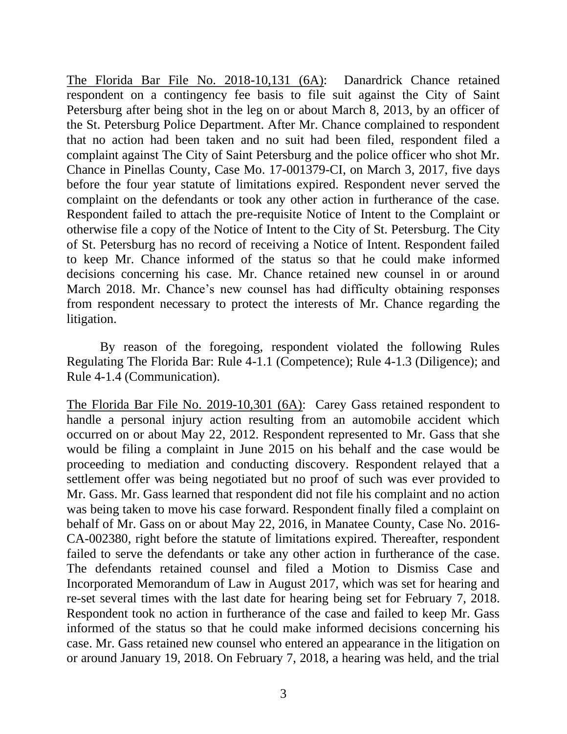<u>The Florida Bar File No. 2018-10,131 (6A)</u>: Danardrick Chance retained respondent on a contingency fee basis to file suit against the City of Saint Petersburg after being shot in the leg on or about March 8, 2013, by an officer of the St. Petersburg Police Department. After Mr. Chance complained to respondent that no action had been taken and no suit had been filed, respondent filed a complaint against The City of Saint Petersburg and the police officer who shot Mr. Chance in Pinellas County, Case Mo. 17-001379-CI, on March 3, 2017, five days before the four year statute of limitations expired. Respondent never served the complaint on the defendants or took any other action in furtherance of the case. Respondent failed to attach the pre-requisite Notice of Intent to the Complaint or otherwise file a copy of the Notice of Intent to the City of St. Petersburg. The City of St. Petersburg has no record of receiving a Notice of Intent. Respondent failed to keep Mr. Chance informed of the status so that he could make informed decisions concerning his case. Mr. Chance retained new counsel in or around March 2018. Mr. Chance's new counsel has had difficulty obtaining responses from respondent necessary to protect the interests of Mr. Chance regarding the litigation.

By reason of the foregoing, respondent violated the following Rules Regulating The Florida Bar: Rule 4-1.1 (Competence); Rule 4-1.3 (Diligence); and Rule 4-1.4 (Communication).

<u>The Florida Bar File No. 2019-10,301 (6A)</u>: Carey Gass retained respondent to handle a personal injury action resulting from an automobile accident which occurred on or about May 22, 2012. Respondent represented to Mr. Gass that she would be filing a complaint in June 2015 on his behalf and the case would be proceeding to mediation and conducting discovery. Respondent relayed that a settlement offer was being negotiated but no proof of such was ever provided to Mr. Gass. Mr. Gass learned that respondent did not file his complaint and no action was being taken to move his case forward. Respondent finally filed a complaint on behalf of Mr. Gass on or about May 22, 2016, in Manatee County, Case No. 2016-CA-002380, right before the statute of limitations expired. Thereafter, respondent failed to serve the defendants or take any other action in furtherance of the case. The defendants retained counsel and filed a Motion to Dismiss Case and Incorporated Memorandum of Law in August 2017, which was set for hearing and re-set several times with the last date for hearing being set for February 7, 2018. Respondent took no action in furtherance of the case and failed to keep Mr. Gass informed of the status so that he could make informed decisions concerning his case. Mr. Gass retained new counsel who entered an appearance in the litigation on or around January 19, 2018. On February 7, 2018, a hearing was held, and the trial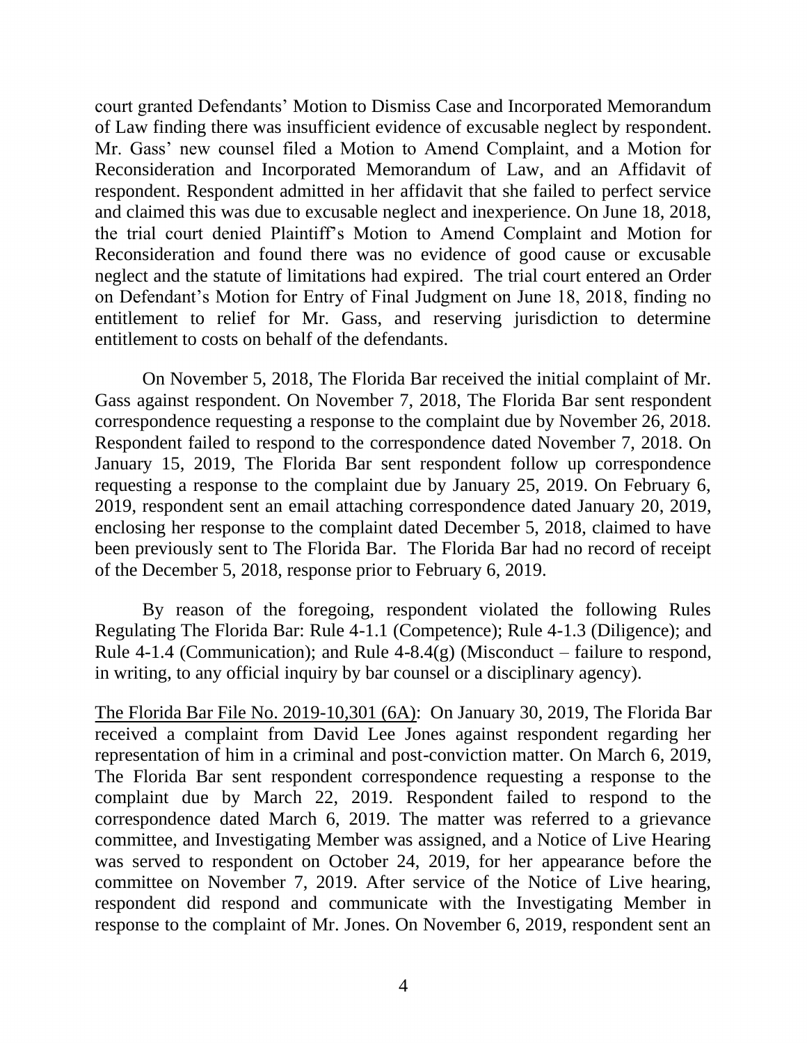court granted Defendants' Motion to Dismiss Case and Incorporated Memorandum of Law finding there was insufficient evidence of excusable neglect by respondent. Mr. Gass' new counsel filed a Motion to Amend Complaint, and a Motion for Reconsideration and Incorporated Memorandum of Law, and an Affidavit of respondent. Respondent admitted in her affidavit that she failed to perfect service and claimed this was due to excusable neglect and inexperience. On June 18, 2018, the trial court denied Plaintiff's Motion to Amend Complaint and Motion for Reconsideration and found there was no evidence of good cause or excusable neglect and the statute of limitations had expired. The trial court entered an Order on Defendant's Motion for Entry of Final Judgment on June 18, 2018, finding no entitlement to relief for Mr. Gass, and reserving jurisdiction to determine entitlement to costs on behalf of the defendants.

On November 5, 2018, The Florida Bar received the initial complaint of Mr. Gass against respondent. On November 7, 2018, The Florida Bar sent respondent correspondence requesting a response to the complaint due by November 26, 2018. Respondent failed to respond to the correspondence dated November 7, 2018. On January 15, 2019, The Florida Bar sent respondent follow up correspondence requesting a response to the complaint due by January 25, 2019. On February 6, 2019, respondent sent an email attaching correspondence dated January 20, 2019, enclosing her response to the complaint dated December 5, 2018, claimed to have been previously sent to The Florida Bar. The Florida Bar had no record of receipt of the December 5, 2018, response prior to February 6, 2019.

By reason of the foregoing, respondent violated the following Rules Regulating The Florida Bar: Rule 4-1.1 (Competence); Rule 4-1.3 (Diligence); and Rule 4-1.4 (Communication); and Rule 4-8.4(g) (Misconduct – failure to respond, in writing, to any official inquiry by bar counsel or a disciplinary agency).

The Florida Bar File No. 2019-10,301 (6A): On January 30, 2019, The Florida Bar received a complaint from David Lee Jones against respondent regarding her representation of him in a criminal and post-conviction matter. On March 6, 2019, The Florida Bar sent respondent correspondence requesting a response to the complaint due by March 22, 2019. Respondent failed to respond to the correspondence dated March 6, 2019. The matter was referred to a grievance committee, and Investigating Member was assigned, and a Notice of Live Hearing was served to respondent on October 24, 2019, for her appearance before the committee on November 7, 2019. After service of the Notice of Live hearing, respondent did respond and communicate with the Investigating Member in response to the complaint of Mr. Jones. On November 6, 2019, respondent sent an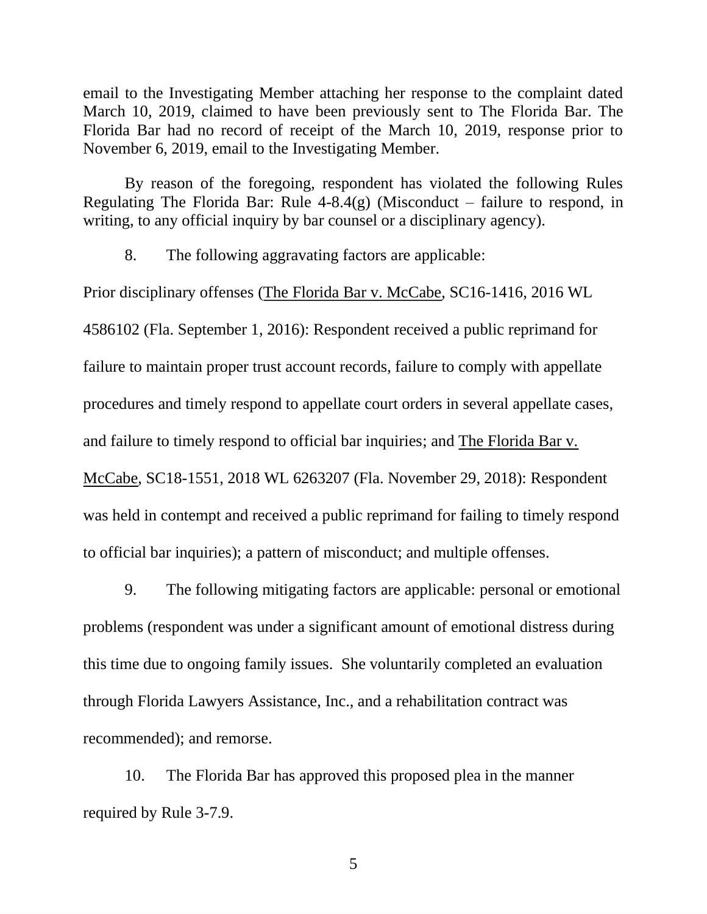email to the Investigating Member attaching her response to the complaint dated March 10, 2019, claimed to have been previously sent to The Florida Bar. The Florida Bar had no record of receipt of the March 10, 2019, response prior to November 6, 2019, email to the Investigating Member.

By reason of the foregoing, respondent has violated the following Rules Regulating The Florida Bar: Rule 4-8.4(g) (Misconduct – failure to respond, in writing, to any official inquiry by bar counsel or a disciplinary agency).

8. The following aggravating factors are applicable:

Prior disciplinary offenses (<u>The Florida Bar v. McCabe</u>, SC16-1416, 2016 WL 4586102 (Fla. September 1, 2016): Respondent received a public reprimand for failure to maintain proper trust account records, failure to comply with appellate procedures and timely respond to appellate court orders in several appellate cases, and failure to timely respond to official bar inquiries; and <u>The Florida Bar v. McCabe</u>, SC18-1551, 2018 WL 6263207 (Fla. November 29, 2018): Respondent was held in contempt and received a public reprimand for failing to timely respond to official bar inquiries); a pattern of misconduct; and multiple offenses.

9. The following mitigating factors are applicable: personal or emotional problems (respondent was under a significant amount of emotional distress during this time due to ongoing family issues. She voluntarily completed an evaluation through Florida Lawyers Assistance, Inc., and a rehabilitation contract was recommended); and remorse.

10. The Florida Bar has approved this proposed plea in the manner required by Rule 3-7.9.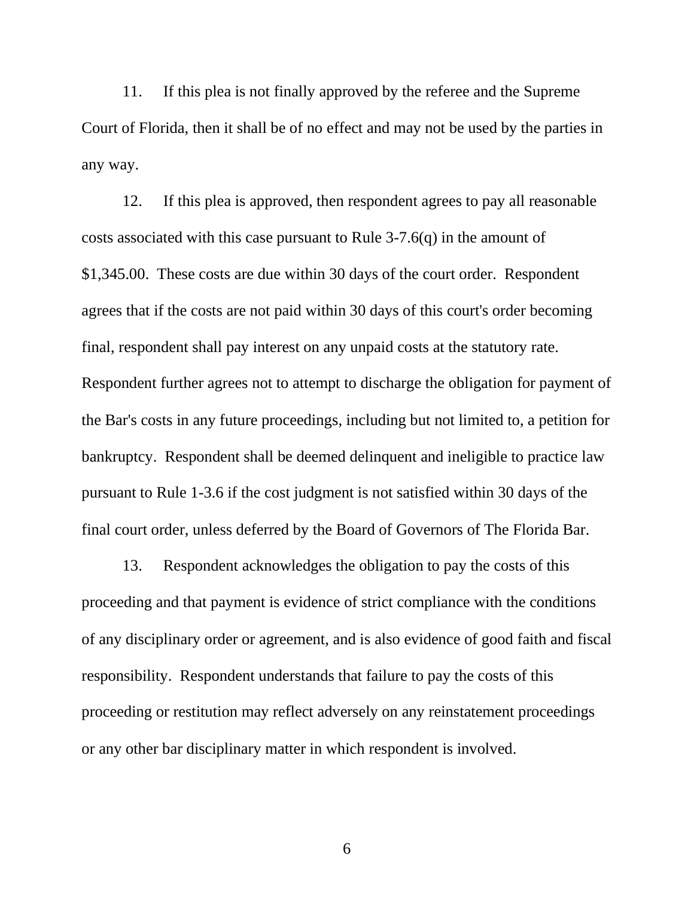11. If this plea is not finally approved by the referee and the Supreme Court of Florida, then it shall be of no effect and may not be used by the parties in any way.

12. If this plea is approved, then respondent agrees to pay all reasonable costs associated with this case pursuant to Rule 3-7.6(q) in the amount of $1,345.00. These costs are due within 30 days of the court order. Respondent agrees that if the costs are not paid within 30 days of this court's order becoming final, respondent shall pay interest on any unpaid costs at the statutory rate. Respondent further agrees not to attempt to discharge the obligation for payment of the Bar's costs in any future proceedings, including but not limited to, a petition for bankruptcy. Respondent shall be deemed delinquent and ineligible to practice law pursuant to Rule 1-3.6 if the cost judgment is not satisfied within 30 days of the final court order, unless deferred by the Board of Governors of The Florida Bar.

13. Respondent acknowledges the obligation to pay the costs of this proceeding and that payment is evidence of strict compliance with the conditions of any disciplinary order or agreement, and is also evidence of good faith and fiscal responsibility. Respondent understands that failure to pay the costs of this proceeding or restitution may reflect adversely on any reinstatement proceedings or any other bar disciplinary matter in which respondent is involved.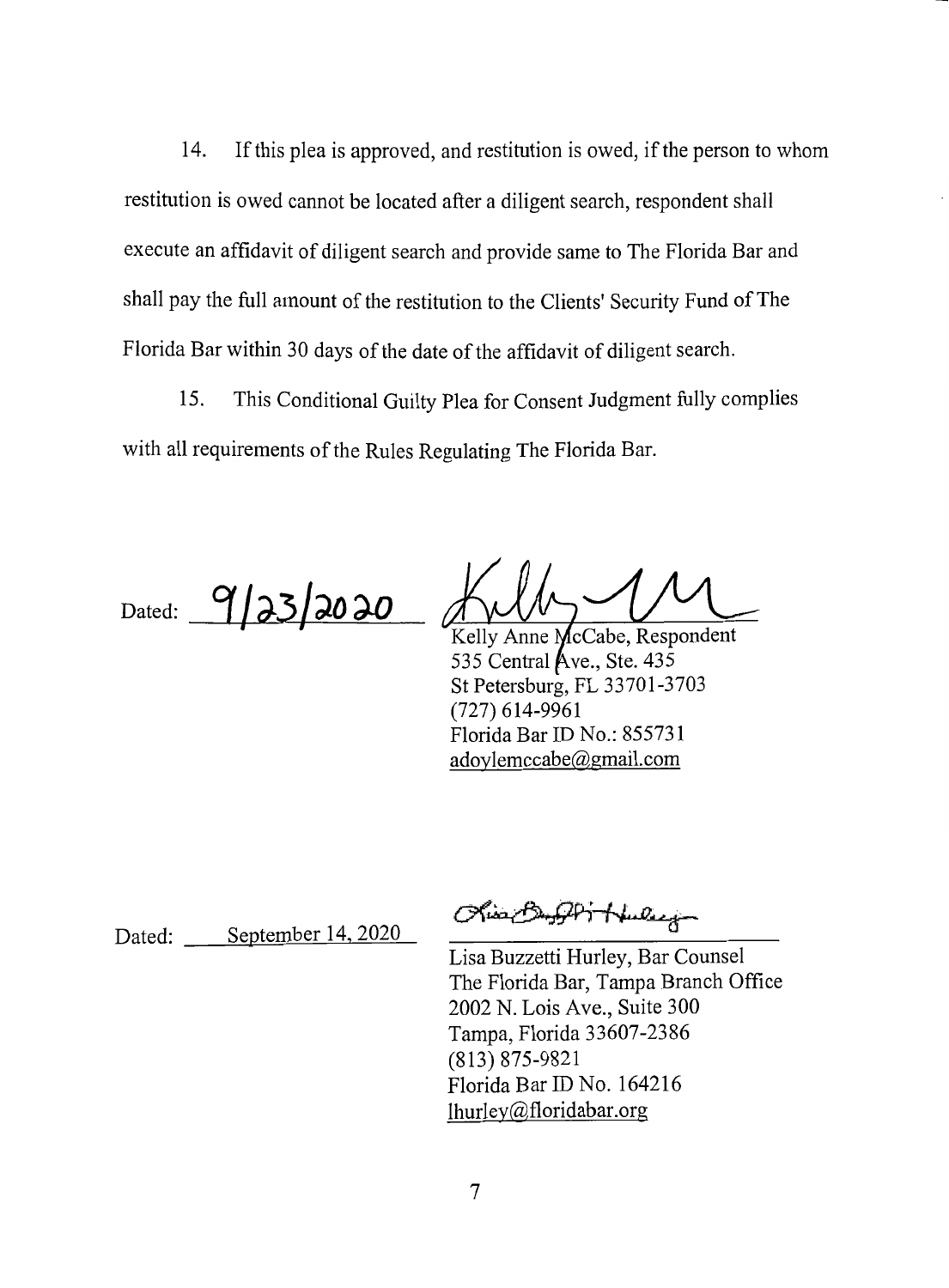14. If this plea is approved, and restitution is owed, if the person to whom restitution is owed cannot be located after a diligent search, respondent shall execute an affidavit of diligent search and provide same to The Florida Bar and shall pay the full amount of the restitution to the Clients' Security Fund of The Florida Bar within 30 days of the date of the affidavit of diligent search.

15. This Conditional Guilty Plea for Consent Judgment fully complies with all requirements of the Rules Regulating The Florida Bar.

Dated: 9/23/2020

Kelly Anne McCabe, Respondent
535 Central Ave., Ste. 435
St Petersburg, FL 33701-3703
(727) 614-9961
Florida Bar ID No.: 855731
adoylemccabe@gmail.com

Dated: September 14, 2020

Lisa Buzzetti Hurley, Bar Counsel
The Florida Bar, Tampa Branch Office
2002 N. Lois Ave., Suite 300
Tampa, Florida 33607-2386
(813) 875-9821
Florida Bar ID No. 164216
lhurley@floridabar.org